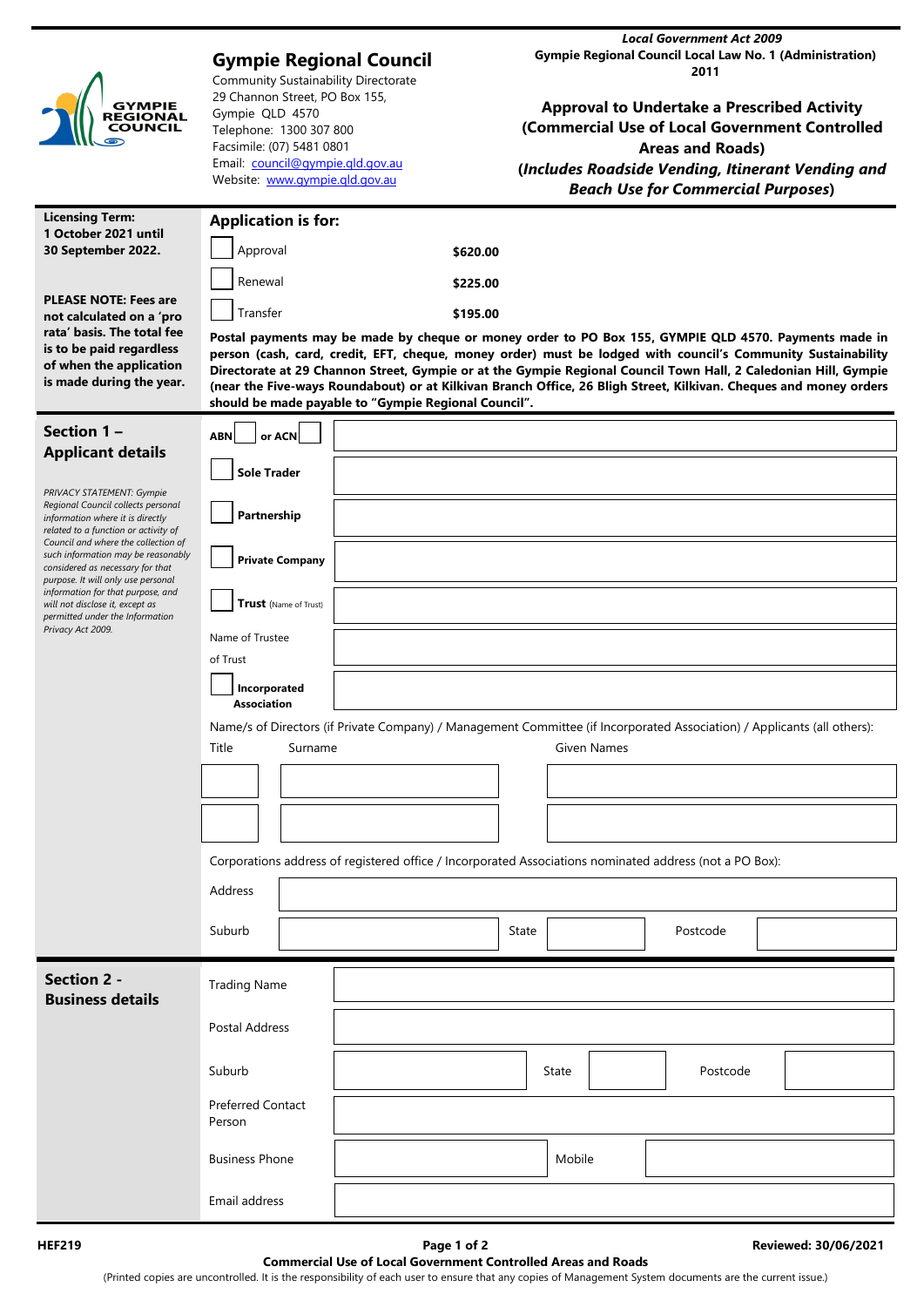# Gympie Regional Council

Community Sustainability Directorate
29 Channon Street, PO Box 155,
Gympie QLD 4570
Telephone: 1300 307 800
Facsimile: (07) 5481 0801
Email: council@gympie.qld.gov.au
Website: www.gympie.qld.gov.au

***Local Government Act 2009***
**Gympie Regional Council Local Law No. 1 (Administration) 2011**

## Approval to Undertake a Prescribed Activity (Commercial Use of Local Government Controlled Areas and Roads)

## (*Includes Roadside Vending, Itinerant Vending and Beach Use for Commercial Purposes*)

**Licensing Term: 1 October 2021 until 30 September 2022.**

**PLEASE NOTE: Fees are not calculated on a 'pro rata' basis. The total fee is to be paid regardless of when the application is made during the year.**

### Application is for:

| | | |
|---|---|---|
| ☐ | Approval | **$620.00** |
| ☐ | Renewal | **$225.00** |
| ☐ | Transfer | **$195.00** |

**Postal payments may be made by cheque or money order to PO Box 155, GYMPIE QLD 4570. Payments made in person (cash, card, credit, EFT, cheque, money order) must be lodged with council's Community Sustainability Directorate at 29 Channon Street, Gympie or at the Gympie Regional Council Town Hall, 2 Caledonian Hill, Gympie (near the Five-ways Roundabout) or at Kilkivan Branch Office, 26 Bligh Street, Kilkivan. Cheques and money orders should be made payable to "Gympie Regional Council".**

## Section 1 – Applicant details

*PRIVACY STATEMENT: Gympie Regional Council collects personal information where it is directly related to a function or activity of Council and where the collection of such information may be reasonably considered as necessary for that purpose. It will only use personal information for that purpose, and will not disclose it, except as permitted under the Information Privacy Act 2009.*

| | |
|---|---|
| **ABN** ☐ **or ACN** ☐ | |
| ☐ **Sole Trader** | |
| ☐ **Partnership** | |
| ☐ **Private Company** | |
| ☐ **Trust** (Name of Trust) | |
| Name of Trustee of Trust | |
| ☐ **Incorporated Association** | |

Name/s of Directors (if Private Company) / Management Committee (if Incorporated Association) / Applicants (all others):

| Title | Surname | Given Names |
|---|---|---|
| | | |
| | | |

Corporations address of registered office / Incorporated Associations nominated address (not a PO Box):

| | | | | | |
|---|---|---|---|---|---|
| Address | | | | | |
| Suburb | | State | | Postcode | |

## Section 2 - Business details

| | | | | | |
|---|---|---|---|---|---|
| Trading Name | | | | | |
| Postal Address | | | | | |
| Suburb | | State | | Postcode | |
| Preferred Contact Person | | | | | |
| Business Phone | | Mobile | | | |
| Email address | | | | | |

HEF219 — Commercial Use of Local Government Controlled Areas and Roads — Reviewed: 30/06/2021

(Printed copies are uncontrolled. It is the responsibility of each user to ensure that any copies of Management System documents are the current issue.)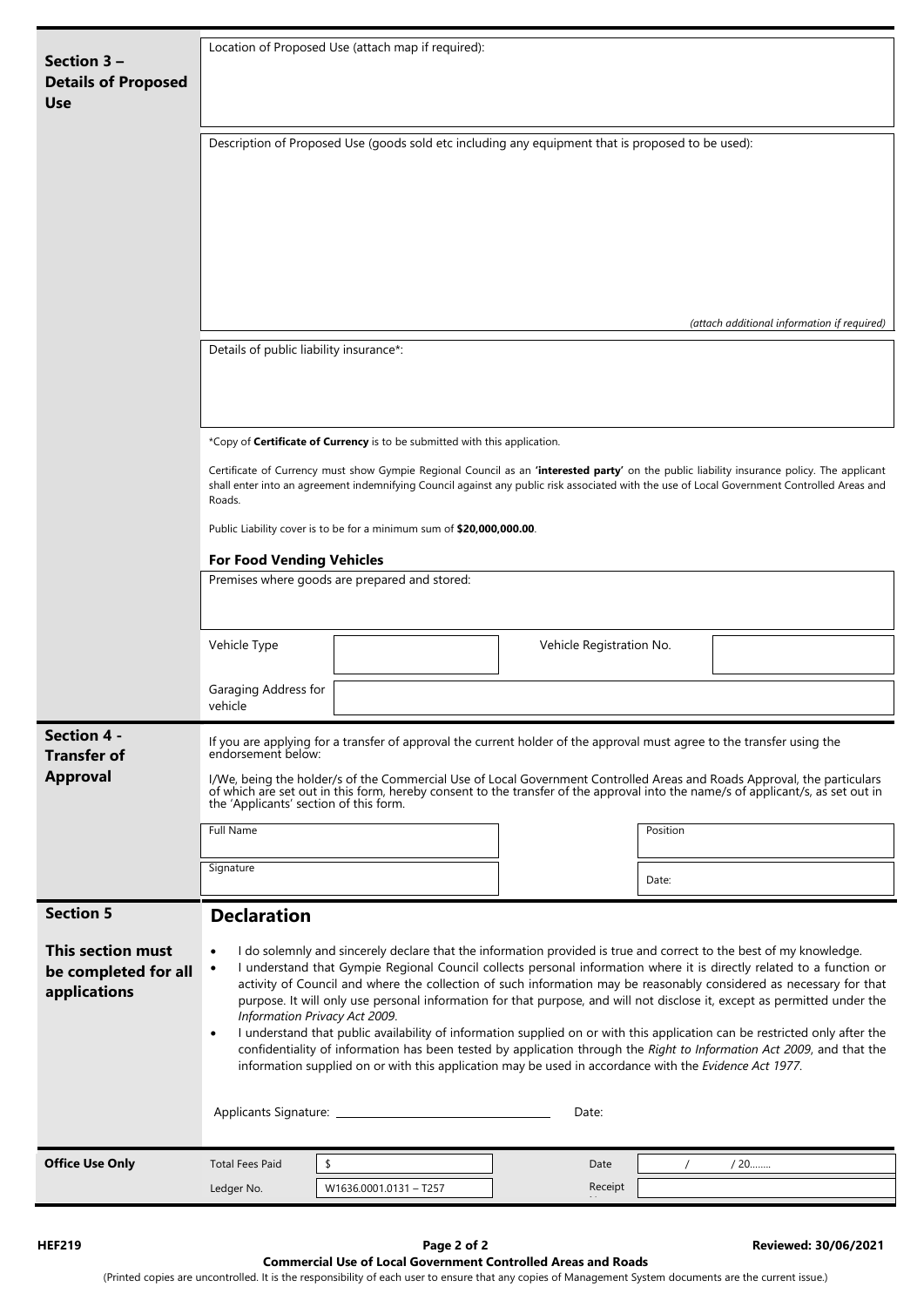## Section 3 – Details of Proposed Use

Location of Proposed Use (attach map if required):

Description of Proposed Use (goods sold etc including any equipment that is proposed to be used):

*(attach additional information if required)*

Details of public liability insurance*:

*Copy of **Certificate of Currency** is to be submitted with this application.

Certificate of Currency must show Gympie Regional Council as an '**interested party**' on the public liability insurance policy. The applicant shall enter into an agreement indemnifying Council against any public risk associated with the use of Local Government Controlled Areas and Roads.

Public Liability cover is to be for a minimum sum of **$20,000,000.00**.

**For Food Vending Vehicles**

Premises where goods are prepared and stored:

| | | | |
|---|---|---|---|
| Vehicle Type | | Vehicle Registration No. | |
| Garaging Address for vehicle | | | |

## Section 4 - Transfer of Approval

If you are applying for a transfer of approval the current holder of the approval must agree to the transfer using the endorsement below:

I/We, being the holder/s of the Commercial Use of Local Government Controlled Areas and Roads Approval, the particulars of which are set out in this form, hereby consent to the transfer of the approval into the name/s of applicant/s, as set out in the 'Applicants' section of this form.

| | |
|---|---|
| Full Name | Position |
| Signature | Date: |

## Section 5

**This section must be completed for all applications**

## Declaration

- I do solemnly and sincerely declare that the information provided is true and correct to the best of my knowledge.
- I understand that Gympie Regional Council collects personal information where it is directly related to a function or activity of Council and where the collection of such information may be reasonably considered as necessary for that purpose. It will only use personal information for that purpose, and will not disclose it, except as permitted under the *Information Privacy Act 2009*.
- I understand that public availability of information supplied on or with this application can be restricted only after the confidentiality of information has been tested by application through the *Right to Information Act 2009*, and that the information supplied on or with this application may be used in accordance with the *Evidence Act 1977*.

Applicants Signature: ______________________ Date:

**Office Use Only**

| | | | |
|---|---|---|---|
| Total Fees Paid | $ | Date | / / 20........ |
| Ledger No. | W1636.0001.0131 – T257 | Receipt No. | |

HEF219

Commercial Use of Local Government Controlled Areas and Roads

Reviewed: 30/06/2021

(Printed copies are uncontrolled. It is the responsibility of each user to ensure that any copies of Management System documents are the current issue.)